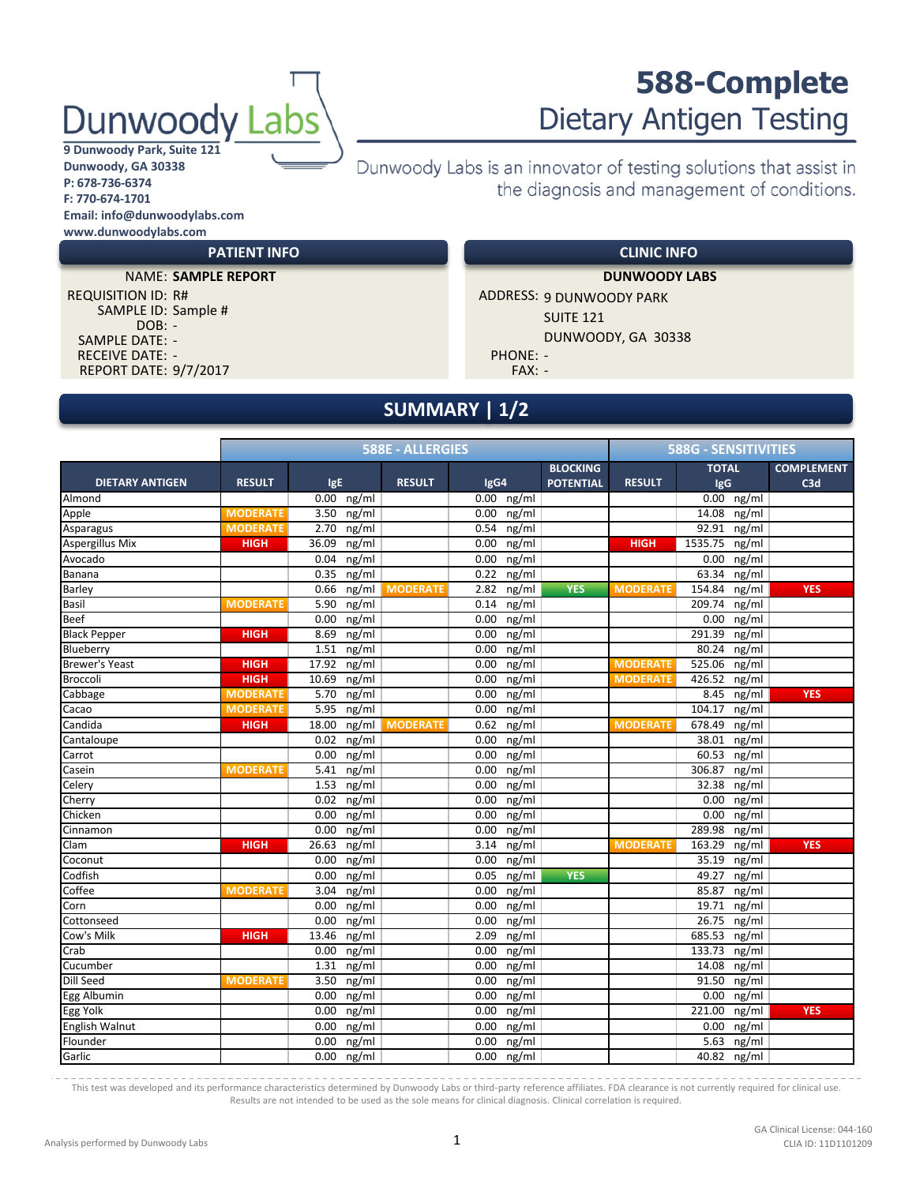# 588-Complete

## Dietary Antigen Testing

**Dunwoody Labs**

9 Dunwoody Park, Suite 121
Dunwoody, GA 30338
P: 678-736-6374
F: 770-674-1701
Email: info@dunwoodylabs.com
www.dunwoodylabs.com

Dunwoody Labs is an innovator of testing solutions that assist in the diagnosis and management of conditions.

### PATIENT INFO

NAME: **SAMPLE REPORT**
REQUISITION ID: R#
SAMPLE ID: Sample #
DOB: -
SAMPLE DATE: -
RECEIVE DATE: -
REPORT DATE: 9/7/2017

### CLINIC INFO

**DUNWOODY LABS**
ADDRESS: 9 DUNWOODY PARK
SUITE 121
DUNWOODY, GA 30338
PHONE: -
FAX: -

## SUMMARY | 1/2

| | 588E - ALLERGIES | | | | | 588G - SENSITIVITIES | | |
|---|---|---|---|---|---|---|---|---|
| DIETARY ANTIGEN | RESULT | IgE | RESULT | IgG4 | BLOCKING POTENTIAL | RESULT | TOTAL IgG | COMPLEMENT C3d |
| Almond | | 0.00 ng/ml | | 0.00 ng/ml | | | 0.00 ng/ml | |
| Apple | MODERATE | 3.50 ng/ml | | 0.00 ng/ml | | | 14.08 ng/ml | |
| Asparagus | MODERATE | 2.70 ng/ml | | 0.54 ng/ml | | | 92.91 ng/ml | |
| Aspergillus Mix | HIGH | 36.09 ng/ml | | 0.00 ng/ml | | HIGH | 1535.75 ng/ml | |
| Avocado | | 0.04 ng/ml | | 0.00 ng/ml | | | 0.00 ng/ml | |
| Banana | | 0.35 ng/ml | | 0.22 ng/ml | | | 63.34 ng/ml | |
| Barley | | 0.66 ng/ml | MODERATE | 2.82 ng/ml | YES | MODERATE | 154.84 ng/ml | YES |
| Basil | MODERATE | 5.90 ng/ml | | 0.14 ng/ml | | | 209.74 ng/ml | |
| Beef | | 0.00 ng/ml | | 0.00 ng/ml | | | 0.00 ng/ml | |
| Black Pepper | HIGH | 8.69 ng/ml | | 0.00 ng/ml | | | 291.39 ng/ml | |
| Blueberry | | 1.51 ng/ml | | 0.00 ng/ml | | | 80.24 ng/ml | |
| Brewer's Yeast | HIGH | 17.92 ng/ml | | 0.00 ng/ml | | MODERATE | 525.06 ng/ml | |
| Broccoli | HIGH | 10.69 ng/ml | | 0.00 ng/ml | | MODERATE | 426.52 ng/ml | |
| Cabbage | MODERATE | 5.70 ng/ml | | 0.00 ng/ml | | | 8.45 ng/ml | YES |
| Cacao | MODERATE | 5.95 ng/ml | | 0.00 ng/ml | | | 104.17 ng/ml | |
| Candida | HIGH | 18.00 ng/ml | MODERATE | 0.62 ng/ml | | MODERATE | 678.49 ng/ml | |
| Cantaloupe | | 0.02 ng/ml | | 0.00 ng/ml | | | 38.01 ng/ml | |
| Carrot | | 0.00 ng/ml | | 0.00 ng/ml | | | 60.53 ng/ml | |
| Casein | MODERATE | 5.41 ng/ml | | 0.00 ng/ml | | | 306.87 ng/ml | |
| Celery | | 1.53 ng/ml | | 0.00 ng/ml | | | 32.38 ng/ml | |
| Cherry | | 0.02 ng/ml | | 0.00 ng/ml | | | 0.00 ng/ml | |
| Chicken | | 0.00 ng/ml | | 0.00 ng/ml | | | 0.00 ng/ml | |
| Cinnamon | | 0.00 ng/ml | | 0.00 ng/ml | | | 289.98 ng/ml | |
| Clam | HIGH | 26.63 ng/ml | | 3.14 ng/ml | | MODERATE | 163.29 ng/ml | YES |
| Coconut | | 0.00 ng/ml | | 0.00 ng/ml | | | 35.19 ng/ml | |
| Codfish | | 0.00 ng/ml | | 0.05 ng/ml | YES | | 49.27 ng/ml | |
| Coffee | MODERATE | 3.04 ng/ml | | 0.00 ng/ml | | | 85.87 ng/ml | |
| Corn | | 0.00 ng/ml | | 0.00 ng/ml | | | 19.71 ng/ml | |
| Cottonseed | | 0.00 ng/ml | | 0.00 ng/ml | | | 26.75 ng/ml | |
| Cow's Milk | HIGH | 13.46 ng/ml | | 2.09 ng/ml | | | 685.53 ng/ml | |
| Crab | | 0.00 ng/ml | | 0.00 ng/ml | | | 133.73 ng/ml | |
| Cucumber | | 1.31 ng/ml | | 0.00 ng/ml | | | 14.08 ng/ml | |
| Dill Seed | MODERATE | 3.50 ng/ml | | 0.00 ng/ml | | | 91.50 ng/ml | |
| Egg Albumin | | 0.00 ng/ml | | 0.00 ng/ml | | | 0.00 ng/ml | |
| Egg Yolk | | 0.00 ng/ml | | 0.00 ng/ml | | | 221.00 ng/ml | YES |
| English Walnut | | 0.00 ng/ml | | 0.00 ng/ml | | | 0.00 ng/ml | |
| Flounder | | 0.00 ng/ml | | 0.00 ng/ml | | | 5.63 ng/ml | |
| Garlic | | 0.00 ng/ml | | 0.00 ng/ml | | | 40.82 ng/ml | |

This test was developed and its performance characteristics determined by Dunwoody Labs or third-party reference affiliates. FDA clearance is not currently required for clinical use. Results are not intended to be used as the sole means for clinical diagnosis. Clinical correlation is required.

Analysis performed by Dunwoody Labs

GA Clinical License: 044-160
CLIA ID: 11D1101209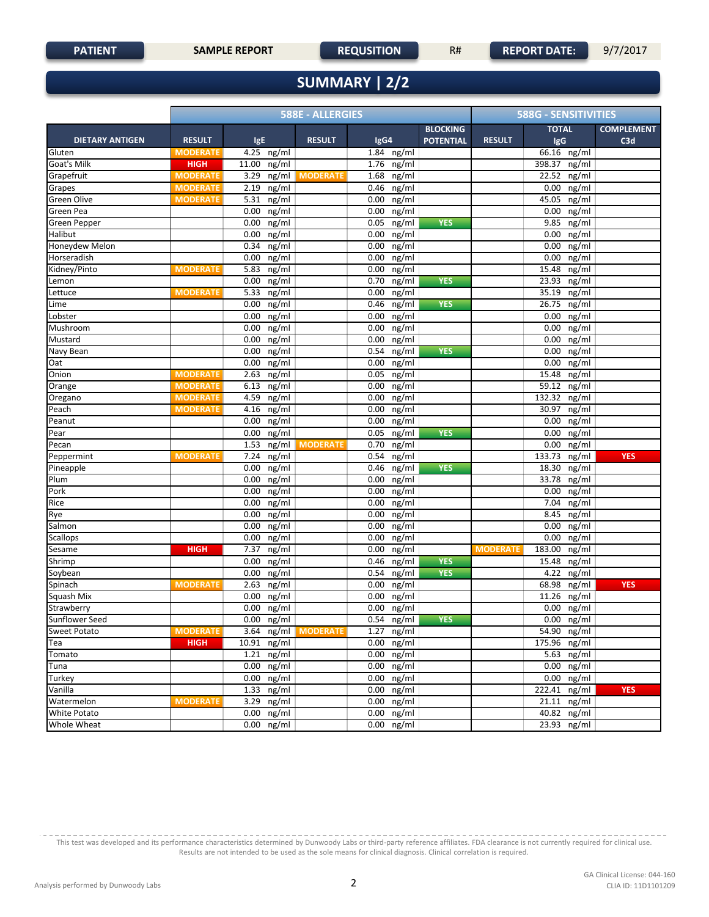| PATIENT | SAMPLE REPORT | REQUSITION | R# | REPORT DATE: | 9/7/2017 |
|---|---|---|---|---|---|

# SUMMARY | 2/2

| | 588E - ALLERGIES | | | | | 588G - SENSITIVITIES | | |
|---|---|---|---|---|---|---|---|---|
| DIETARY ANTIGEN | RESULT | IgE | RESULT | IgG4 | BLOCKING POTENTIAL | RESULT | TOTAL IgG | COMPLEMENT C3d |
| Gluten | MODERATE | 4.25 ng/ml | | 1.84 ng/ml | | | 66.16 ng/ml | |
| Goat's Milk | HIGH | 11.00 ng/ml | | 1.76 ng/ml | | | 398.37 ng/ml | |
| Grapefruit | MODERATE | 3.29 ng/ml | MODERATE | 1.68 ng/ml | | | 22.52 ng/ml | |
| Grapes | MODERATE | 2.19 ng/ml | | 0.46 ng/ml | | | 0.00 ng/ml | |
| Green Olive | MODERATE | 5.31 ng/ml | | 0.00 ng/ml | | | 45.05 ng/ml | |
| Green Pea | | 0.00 ng/ml | | 0.00 ng/ml | | | 0.00 ng/ml | |
| Green Pepper | | 0.00 ng/ml | | 0.05 ng/ml | YES | | 9.85 ng/ml | |
| Halibut | | 0.00 ng/ml | | 0.00 ng/ml | | | 0.00 ng/ml | |
| Honeydew Melon | | 0.34 ng/ml | | 0.00 ng/ml | | | 0.00 ng/ml | |
| Horseradish | | 0.00 ng/ml | | 0.00 ng/ml | | | 0.00 ng/ml | |
| Kidney/Pinto | MODERATE | 5.83 ng/ml | | 0.00 ng/ml | | | 15.48 ng/ml | |
| Lemon | | 0.00 ng/ml | | 0.70 ng/ml | YES | | 23.93 ng/ml | |
| Lettuce | MODERATE | 5.33 ng/ml | | 0.00 ng/ml | | | 35.19 ng/ml | |
| Lime | | 0.00 ng/ml | | 0.46 ng/ml | YES | | 26.75 ng/ml | |
| Lobster | | 0.00 ng/ml | | 0.00 ng/ml | | | 0.00 ng/ml | |
| Mushroom | | 0.00 ng/ml | | 0.00 ng/ml | | | 0.00 ng/ml | |
| Mustard | | 0.00 ng/ml | | 0.00 ng/ml | | | 0.00 ng/ml | |
| Navy Bean | | 0.00 ng/ml | | 0.54 ng/ml | YES | | 0.00 ng/ml | |
| Oat | | 0.00 ng/ml | | 0.00 ng/ml | | | 0.00 ng/ml | |
| Onion | MODERATE | 2.63 ng/ml | | 0.05 ng/ml | | | 15.48 ng/ml | |
| Orange | MODERATE | 6.13 ng/ml | | 0.00 ng/ml | | | 59.12 ng/ml | |
| Oregano | MODERATE | 4.59 ng/ml | | 0.00 ng/ml | | | 132.32 ng/ml | |
| Peach | MODERATE | 4.16 ng/ml | | 0.00 ng/ml | | | 30.97 ng/ml | |
| Peanut | | 0.00 ng/ml | | 0.00 ng/ml | | | 0.00 ng/ml | |
| Pear | | 0.00 ng/ml | | 0.05 ng/ml | YES | | 0.00 ng/ml | |
| Pecan | | 1.53 ng/ml | MODERATE | 0.70 ng/ml | | | 0.00 ng/ml | |
| Peppermint | MODERATE | 7.24 ng/ml | | 0.54 ng/ml | | | 133.73 ng/ml | YES |
| Pineapple | | 0.00 ng/ml | | 0.46 ng/ml | YES | | 18.30 ng/ml | |
| Plum | | 0.00 ng/ml | | 0.00 ng/ml | | | 33.78 ng/ml | |
| Pork | | 0.00 ng/ml | | 0.00 ng/ml | | | 0.00 ng/ml | |
| Rice | | 0.00 ng/ml | | 0.00 ng/ml | | | 7.04 ng/ml | |
| Rye | | 0.00 ng/ml | | 0.00 ng/ml | | | 8.45 ng/ml | |
| Salmon | | 0.00 ng/ml | | 0.00 ng/ml | | | 0.00 ng/ml | |
| Scallops | | 0.00 ng/ml | | 0.00 ng/ml | | | 0.00 ng/ml | |
| Sesame | HIGH | 7.37 ng/ml | | 0.00 ng/ml | | MODERATE | 183.00 ng/ml | |
| Shrimp | | 0.00 ng/ml | | 0.46 ng/ml | YES | | 15.48 ng/ml | |
| Soybean | | 0.00 ng/ml | | 0.54 ng/ml | YES | | 4.22 ng/ml | |
| Spinach | MODERATE | 2.63 ng/ml | | 0.00 ng/ml | | | 68.98 ng/ml | YES |
| Squash Mix | | 0.00 ng/ml | | 0.00 ng/ml | | | 11.26 ng/ml | |
| Strawberry | | 0.00 ng/ml | | 0.00 ng/ml | | | 0.00 ng/ml | |
| Sunflower Seed | | 0.00 ng/ml | | 0.54 ng/ml | YES | | 0.00 ng/ml | |
| Sweet Potato | MODERATE | 3.64 ng/ml | MODERATE | 1.27 ng/ml | | | 54.90 ng/ml | |
| Tea | HIGH | 10.91 ng/ml | | 0.00 ng/ml | | | 175.96 ng/ml | |
| Tomato | | 1.21 ng/ml | | 0.00 ng/ml | | | 5.63 ng/ml | |
| Tuna | | 0.00 ng/ml | | 0.00 ng/ml | | | 0.00 ng/ml | |
| Turkey | | 0.00 ng/ml | | 0.00 ng/ml | | | 0.00 ng/ml | |
| Vanilla | | 1.33 ng/ml | | 0.00 ng/ml | | | 222.41 ng/ml | YES |
| Watermelon | MODERATE | 3.29 ng/ml | | 0.00 ng/ml | | | 21.11 ng/ml | |
| White Potato | | 0.00 ng/ml | | 0.00 ng/ml | | | 40.82 ng/ml | |
| Whole Wheat | | 0.00 ng/ml | | 0.00 ng/ml | | | 23.93 ng/ml | |

This test was developed and its performance characteristics determined by Dunwoody Labs or third-party reference affiliates. FDA clearance is not currently required for clinical use. Results are not intended to be used as the sole means for clinical diagnosis. Clinical correlation is required.

Analysis performed by Dunwoody Labs

GA Clinical License: 044-160
CLIA ID: 11D1101209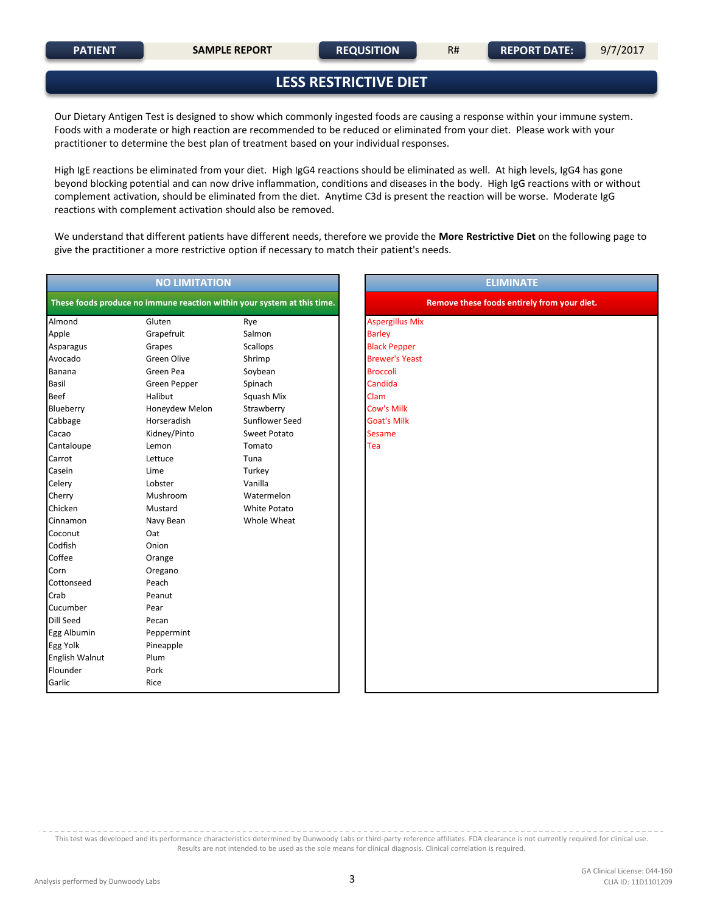| PATIENT | SAMPLE REPORT | REQUSITION | R# | REPORT DATE: | 9/7/2017 |
|---|---|---|---|---|---|

# LESS RESTRICTIVE DIET

Our Dietary Antigen Test is designed to show which commonly ingested foods are causing a response within your immune system. Foods with a moderate or high reaction are recommended to be reduced or eliminated from your diet. Please work with your practitioner to determine the best plan of treatment based on your individual responses.

High IgE reactions be eliminated from your diet. High IgG4 reactions should be eliminated as well. At high levels, IgG4 has gone beyond blocking potential and can now drive inflammation, conditions and diseases in the body. High IgG reactions with or without complement activation, should be eliminated from the diet. Anytime C3d is present the reaction will be worse. Moderate IgG reactions with complement activation should also be removed.

We understand that different patients have different needs, therefore we provide the **More Restrictive Diet** on the following page to give the practitioner a more restrictive option if necessary to match their patient's needs.

## NO LIMITATION

**These foods produce no immune reaction within your system at this time.**

| | | |
|---|---|---|
| Almond | Gluten | Rye |
| Apple | Grapefruit | Salmon |
| Asparagus | Grapes | Scallops |
| Avocado | Green Olive | Shrimp |
| Banana | Green Pea | Soybean |
| Basil | Green Pepper | Spinach |
| Beef | Halibut | Squash Mix |
| Blueberry | Honeydew Melon | Strawberry |
| Cabbage | Horseradish | Sunflower Seed |
| Cacao | Kidney/Pinto | Sweet Potato |
| Cantaloupe | Lemon | Tomato |
| Carrot | Lettuce | Tuna |
| Casein | Lime | Turkey |
| Celery | Lobster | Vanilla |
| Cherry | Mushroom | Watermelon |
| Chicken | Mustard | White Potato |
| Cinnamon | Navy Bean | Whole Wheat |
| Coconut | Oat | |
| Codfish | Onion | |
| Coffee | Orange | |
| Corn | Oregano | |
| Cottonseed | Peach | |
| Crab | Peanut | |
| Cucumber | Pear | |
| Dill Seed | Pecan | |
| Egg Albumin | Peppermint | |
| Egg Yolk | Pineapple | |
| English Walnut | Plum | |
| Flounder | Pork | |
| Garlic | Rice | |

## ELIMINATE

**Remove these foods entirely from your diet.**

- Aspergillus Mix
- Barley
- Black Pepper
- Brewer's Yeast
- Broccoli
- Candida
- Clam
- Cow's Milk
- Goat's Milk
- Sesame
- Tea

This test was developed and its performance characteristics determined by Dunwoody Labs or third-party reference affiliates. FDA clearance is not currently required for clinical use. Results are not intended to be used as the sole means for clinical diagnosis. Clinical correlation is required.

Analysis performed by Dunwoody Labs

GA Clinical License: 044-160
CLIA ID: 11D1101209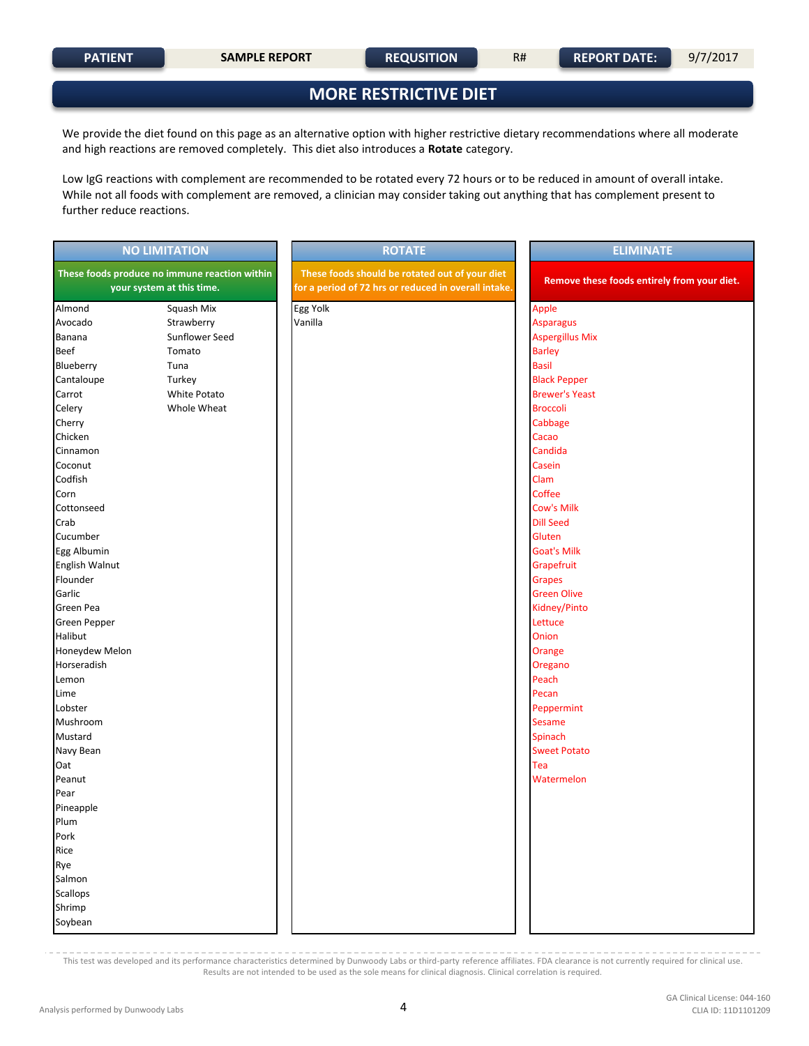| PATIENT | SAMPLE REPORT | REQUSITION | R# | REPORT DATE: | 9/7/2017 |
|---|---|---|---|---|---|

# MORE RESTRICTIVE DIET

We provide the diet found on this page as an alternative option with higher restrictive dietary recommendations where all moderate and high reactions are removed completely. This diet also introduces a **Rotate** category.

Low IgG reactions with complement are recommended to be rotated every 72 hours or to be reduced in amount of overall intake. While not all foods with complement are removed, a clinician may consider taking out anything that has complement present to further reduce reactions.

| NO LIMITATION | | ROTATE | ELIMINATE |
|---|---|---|---|
| These foods produce no immune reaction within your system at this time. | | These foods should be rotated out of your diet for a period of 72 hrs or reduced in overall intake. | Remove these foods entirely from your diet. |
| Almond | Squash Mix | Egg Yolk | Apple |
| Avocado | Strawberry | Vanilla | Asparagus |
| Banana | Sunflower Seed | | Aspergillus Mix |
| Beef | Tomato | | Barley |
| Blueberry | Tuna | | Basil |
| Cantaloupe | Turkey | | Black Pepper |
| Carrot | White Potato | | Brewer's Yeast |
| Celery | Whole Wheat | | Broccoli |
| Cherry | | | Cabbage |
| Chicken | | | Cacao |
| Cinnamon | | | Candida |
| Coconut | | | Casein |
| Codfish | | | Clam |
| Corn | | | Coffee |
| Cottonseed | | | Cow's Milk |
| Crab | | | Dill Seed |
| Cucumber | | | Gluten |
| Egg Albumin | | | Goat's Milk |
| English Walnut | | | Grapefruit |
| Flounder | | | Grapes |
| Garlic | | | Green Olive |
| Green Pea | | | Kidney/Pinto |
| Green Pepper | | | Lettuce |
| Halibut | | | Onion |
| Honeydew Melon | | | Orange |
| Horseradish | | | Oregano |
| Lemon | | | Peach |
| Lime | | | Pecan |
| Lobster | | | Peppermint |
| Mushroom | | | Sesame |
| Mustard | | | Spinach |
| Navy Bean | | | Sweet Potato |
| Oat | | | Tea |
| Peanut | | | Watermelon |
| Pear | | | |
| Pineapple | | | |
| Plum | | | |
| Pork | | | |
| Rice | | | |
| Rye | | | |
| Salmon | | | |
| Scallops | | | |
| Shrimp | | | |
| Soybean | | | |

This test was developed and its performance characteristics determined by Dunwoody Labs or third-party reference affiliates. FDA clearance is not currently required for clinical use. Results are not intended to be used as the sole means for clinical diagnosis. Clinical correlation is required.

Analysis performed by Dunwoody Labs

GA Clinical License: 044-160
CLIA ID: 11D1101209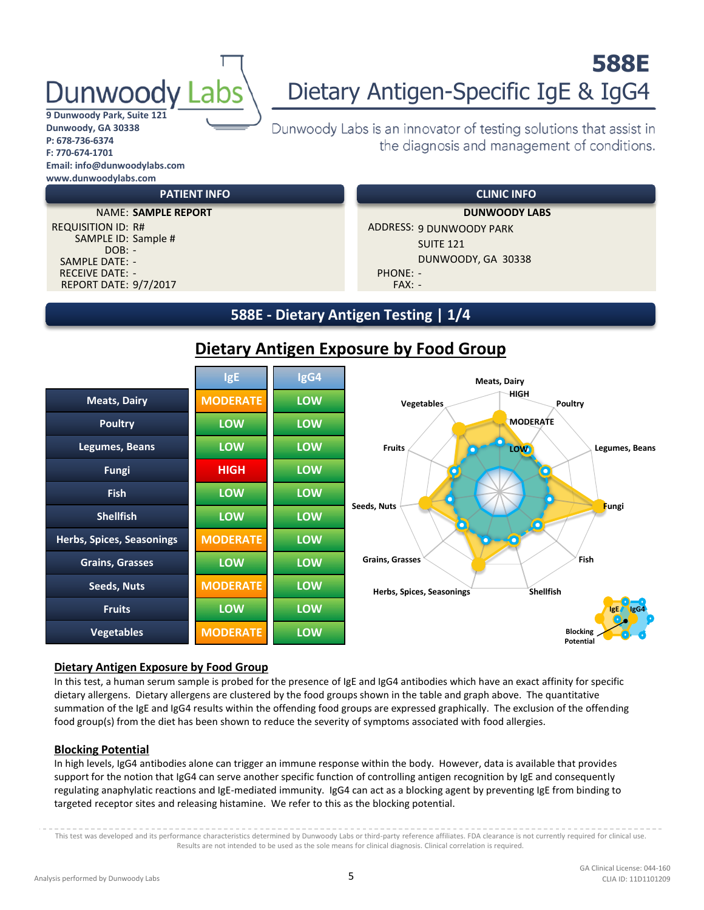# Dunwoody Labs

9 Dunwoody Park, Suite 121
Dunwoody, GA 30338
P: 678-736-6374
F: 770-674-1701
Email: info@dunwoodylabs.com
www.dunwoodylabs.com

## 588E
## Dietary Antigen-Specific IgE & IgG4

Dunwoody Labs is an innovator of testing solutions that assist in the diagnosis and management of conditions.

| PATIENT INFO | |
|---|---|
| NAME: | **SAMPLE REPORT** |
| REQUISITION ID: | R# |
| SAMPLE ID: | Sample # |
| DOB: | - |
| SAMPLE DATE: | - |
| RECEIVE DATE: | - |
| REPORT DATE: | 9/7/2017 |

| CLINIC INFO | |
|---|---|
| | **DUNWOODY LABS** |
| ADDRESS: | 9 DUNWOODY PARK<br>SUITE 121<br>DUNWOODY, GA 30338 |
| PHONE: | - |
| FAX: | - |

## 588E - Dietary Antigen Testing | 1/4

## Dietary Antigen Exposure by Food Group

| | IgE | IgG4 |
|---|---|---|
| Meats, Dairy | MODERATE | LOW |
| Poultry | LOW | LOW |
| Legumes, Beans | LOW | LOW |
| Fungi | HIGH | LOW |
| Fish | LOW | LOW |
| Shellfish | LOW | LOW |
| Herbs, Spices, Seasonings | MODERATE | LOW |
| Grains, Grasses | LOW | LOW |
| Seeds, Nuts | MODERATE | LOW |
| Fruits | LOW | LOW |
| Vegetables | MODERATE | LOW |

### Dietary Antigen Exposure by Food Group

In this test, a human serum sample is probed for the presence of IgE and IgG4 antibodies which have an exact affinity for specific dietary allergens. Dietary allergens are clustered by the food groups shown in the table and graph above. The quantitative summation of the IgE and IgG4 results within the offending food groups are expressed graphically. The exclusion of the offending food group(s) from the diet has been shown to reduce the severity of symptoms associated with food allergies.

### Blocking Potential

In high levels, IgG4 antibodies alone can trigger an immune response within the body. However, data is available that provides support for the notion that IgG4 can serve another specific function of controlling antigen recognition by IgE and consequently regulating anaphylatic reactions and IgE-mediated immunity. IgG4 can act as a blocking agent by preventing IgE from binding to targeted receptor sites and releasing histamine. We refer to this as the blocking potential.

This test was developed and its performance characteristics determined by Dunwoody Labs or third-party reference affiliates. FDA clearance is not currently required for clinical use. Results are not intended to be used as the sole means for clinical diagnosis. Clinical correlation is required.

Analysis performed by Dunwoody Labs

GA Clinical License: 044-160
CLIA ID: 11D1101209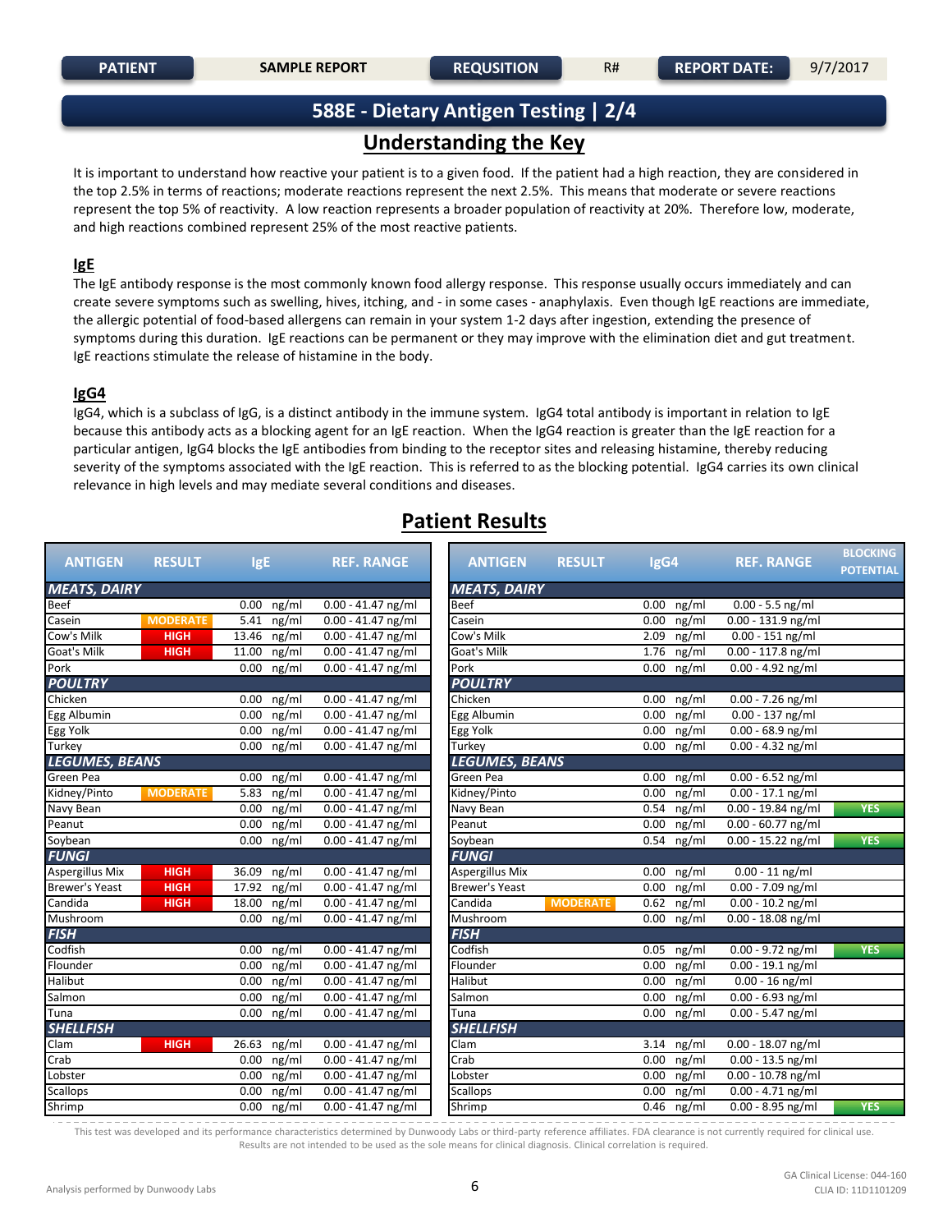| PATIENT | SAMPLE REPORT | REQUSITION | R# | REPORT DATE: | 9/7/2017 |
|---|---|---|---|---|---|

# 588E - Dietary Antigen Testing | 2/4

## Understanding the Key

It is important to understand how reactive your patient is to a given food. If the patient had a high reaction, they are considered in the top 2.5% in terms of reactions; moderate reactions represent the next 2.5%. This means that moderate or severe reactions represent the top 5% of reactivity. A low reaction represents a broader population of reactivity at 20%. Therefore low, moderate, and high reactions combined represent 25% of the most reactive patients.

### IgE

The IgE antibody response is the most commonly known food allergy response. This response usually occurs immediately and can create severe symptoms such as swelling, hives, itching, and - in some cases - anaphylaxis. Even though IgE reactions are immediate, the allergic potential of food-based allergens can remain in your system 1-2 days after ingestion, extending the presence of symptoms during this duration. IgE reactions can be permanent or they may improve with the elimination diet and gut treatment. IgE reactions stimulate the release of histamine in the body.

### IgG4

IgG4, which is a subclass of IgG, is a distinct antibody in the immune system. IgG4 total antibody is important in relation to IgE because this antibody acts as a blocking agent for an IgE reaction. When the IgG4 reaction is greater than the IgE reaction for a particular antigen, IgG4 blocks the IgE antibodies from binding to the receptor sites and releasing histamine, thereby reducing severity of the symptoms associated with the IgE reaction. This is referred to as the blocking potential. IgG4 carries its own clinical relevance in high levels and may mediate several conditions and diseases.

## Patient Results

| ANTIGEN | RESULT | IgE | REF. RANGE |
|---|---|---|---|
| ***MEATS, DAIRY*** | | | |
| Beef | | 0.00 ng/ml | 0.00 - 41.47 ng/ml |
| Casein | MODERATE | 5.41 ng/ml | 0.00 - 41.47 ng/ml |
| Cow's Milk | HIGH | 13.46 ng/ml | 0.00 - 41.47 ng/ml |
| Goat's Milk | HIGH | 11.00 ng/ml | 0.00 - 41.47 ng/ml |
| Pork | | 0.00 ng/ml | 0.00 - 41.47 ng/ml |
| ***POULTRY*** | | | |
| Chicken | | 0.00 ng/ml | 0.00 - 41.47 ng/ml |
| Egg Albumin | | 0.00 ng/ml | 0.00 - 41.47 ng/ml |
| Egg Yolk | | 0.00 ng/ml | 0.00 - 41.47 ng/ml |
| Turkey | | 0.00 ng/ml | 0.00 - 41.47 ng/ml |
| ***LEGUMES, BEANS*** | | | |
| Green Pea | | 0.00 ng/ml | 0.00 - 41.47 ng/ml |
| Kidney/Pinto | MODERATE | 5.83 ng/ml | 0.00 - 41.47 ng/ml |
| Navy Bean | | 0.00 ng/ml | 0.00 - 41.47 ng/ml |
| Peanut | | 0.00 ng/ml | 0.00 - 41.47 ng/ml |
| Soybean | | 0.00 ng/ml | 0.00 - 41.47 ng/ml |
| ***FUNGI*** | | | |
| Aspergillus Mix | HIGH | 36.09 ng/ml | 0.00 - 41.47 ng/ml |
| Brewer's Yeast | HIGH | 17.92 ng/ml | 0.00 - 41.47 ng/ml |
| Candida | HIGH | 18.00 ng/ml | 0.00 - 41.47 ng/ml |
| Mushroom | | 0.00 ng/ml | 0.00 - 41.47 ng/ml |
| ***FISH*** | | | |
| Codfish | | 0.00 ng/ml | 0.00 - 41.47 ng/ml |
| Flounder | | 0.00 ng/ml | 0.00 - 41.47 ng/ml |
| Halibut | | 0.00 ng/ml | 0.00 - 41.47 ng/ml |
| Salmon | | 0.00 ng/ml | 0.00 - 41.47 ng/ml |
| Tuna | | 0.00 ng/ml | 0.00 - 41.47 ng/ml |
| ***SHELLFISH*** | | | |
| Clam | HIGH | 26.63 ng/ml | 0.00 - 41.47 ng/ml |
| Crab | | 0.00 ng/ml | 0.00 - 41.47 ng/ml |
| Lobster | | 0.00 ng/ml | 0.00 - 41.47 ng/ml |
| Scallops | | 0.00 ng/ml | 0.00 - 41.47 ng/ml |
| Shrimp | | 0.00 ng/ml | 0.00 - 41.47 ng/ml |

| ANTIGEN | RESULT | IgG4 | REF. RANGE | BLOCKING POTENTIAL |
|---|---|---|---|---|
| ***MEATS, DAIRY*** | | | | |
| Beef | | 0.00 ng/ml | 0.00 - 5.5 ng/ml | |
| Casein | | 0.00 ng/ml | 0.00 - 131.9 ng/ml | |
| Cow's Milk | | 2.09 ng/ml | 0.00 - 151 ng/ml | |
| Goat's Milk | | 1.76 ng/ml | 0.00 - 117.8 ng/ml | |
| Pork | | 0.00 ng/ml | 0.00 - 4.92 ng/ml | |
| ***POULTRY*** | | | | |
| Chicken | | 0.00 ng/ml | 0.00 - 7.26 ng/ml | |
| Egg Albumin | | 0.00 ng/ml | 0.00 - 137 ng/ml | |
| Egg Yolk | | 0.00 ng/ml | 0.00 - 68.9 ng/ml | |
| Turkey | | 0.00 ng/ml | 0.00 - 4.32 ng/ml | |
| ***LEGUMES, BEANS*** | | | | |
| Green Pea | | 0.00 ng/ml | 0.00 - 6.52 ng/ml | |
| Kidney/Pinto | | 0.00 ng/ml | 0.00 - 17.1 ng/ml | |
| Navy Bean | | 0.54 ng/ml | 0.00 - 19.84 ng/ml | YES |
| Peanut | | 0.00 ng/ml | 0.00 - 60.77 ng/ml | |
| Soybean | | 0.54 ng/ml | 0.00 - 15.22 ng/ml | YES |
| ***FUNGI*** | | | | |
| Aspergillus Mix | | 0.00 ng/ml | 0.00 - 11 ng/ml | |
| Brewer's Yeast | | 0.00 ng/ml | 0.00 - 7.09 ng/ml | |
| Candida | MODERATE | 0.62 ng/ml | 0.00 - 10.2 ng/ml | |
| Mushroom | | 0.00 ng/ml | 0.00 - 18.08 ng/ml | |
| ***FISH*** | | | | |
| Codfish | | 0.05 ng/ml | 0.00 - 9.72 ng/ml | YES |
| Flounder | | 0.00 ng/ml | 0.00 - 19.1 ng/ml | |
| Halibut | | 0.00 ng/ml | 0.00 - 16 ng/ml | |
| Salmon | | 0.00 ng/ml | 0.00 - 6.93 ng/ml | |
| Tuna | | 0.00 ng/ml | 0.00 - 5.47 ng/ml | |
| ***SHELLFISH*** | | | | |
| Clam | | 3.14 ng/ml | 0.00 - 18.07 ng/ml | |
| Crab | | 0.00 ng/ml | 0.00 - 13.5 ng/ml | |
| Lobster | | 0.00 ng/ml | 0.00 - 10.78 ng/ml | |
| Scallops | | 0.00 ng/ml | 0.00 - 4.71 ng/ml | |
| Shrimp | | 0.46 ng/ml | 0.00 - 8.95 ng/ml | YES |

This test was developed and its performance characteristics determined by Dunwoody Labs or third-party reference affiliates. FDA clearance is not currently required for clinical use. Results are not intended to be used as the sole means for clinical diagnosis. Clinical correlation is required.

Analysis performed by Dunwoody Labs

GA Clinical License: 044-160
CLIA ID: 11D1101209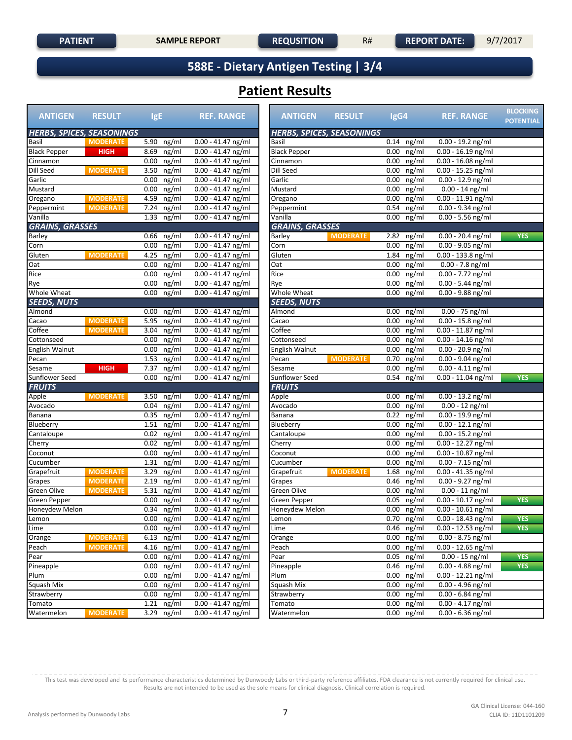| PATIENT | SAMPLE REPORT | REQUSITION | R# | REPORT DATE: | 9/7/2017 |
|---|---|---|---|---|---|

# 588E - Dietary Antigen Testing | 3/4

## Patient Results

| ANTIGEN | RESULT | IgE | REF. RANGE |
|---|---|---|---|
| **HERBS, SPICES, SEASONINGS** | | | |
| Basil | MODERATE | 5.90 ng/ml | 0.00 - 41.47 ng/ml |
| Black Pepper | HIGH | 8.69 ng/ml | 0.00 - 41.47 ng/ml |
| Cinnamon | | 0.00 ng/ml | 0.00 - 41.47 ng/ml |
| Dill Seed | MODERATE | 3.50 ng/ml | 0.00 - 41.47 ng/ml |
| Garlic | | 0.00 ng/ml | 0.00 - 41.47 ng/ml |
| Mustard | | 0.00 ng/ml | 0.00 - 41.47 ng/ml |
| Oregano | MODERATE | 4.59 ng/ml | 0.00 - 41.47 ng/ml |
| Peppermint | MODERATE | 7.24 ng/ml | 0.00 - 41.47 ng/ml |
| Vanilla | | 1.33 ng/ml | 0.00 - 41.47 ng/ml |
| **GRAINS, GRASSES** | | | |
| Barley | | 0.66 ng/ml | 0.00 - 41.47 ng/ml |
| Corn | | 0.00 ng/ml | 0.00 - 41.47 ng/ml |
| Gluten | MODERATE | 4.25 ng/ml | 0.00 - 41.47 ng/ml |
| Oat | | 0.00 ng/ml | 0.00 - 41.47 ng/ml |
| Rice | | 0.00 ng/ml | 0.00 - 41.47 ng/ml |
| Rye | | 0.00 ng/ml | 0.00 - 41.47 ng/ml |
| Whole Wheat | | 0.00 ng/ml | 0.00 - 41.47 ng/ml |
| **SEEDS, NUTS** | | | |
| Almond | | 0.00 ng/ml | 0.00 - 41.47 ng/ml |
| Cacao | MODERATE | 5.95 ng/ml | 0.00 - 41.47 ng/ml |
| Coffee | MODERATE | 3.04 ng/ml | 0.00 - 41.47 ng/ml |
| Cottonseed | | 0.00 ng/ml | 0.00 - 41.47 ng/ml |
| English Walnut | | 0.00 ng/ml | 0.00 - 41.47 ng/ml |
| Pecan | | 1.53 ng/ml | 0.00 - 41.47 ng/ml |
| Sesame | HIGH | 7.37 ng/ml | 0.00 - 41.47 ng/ml |
| Sunflower Seed | | 0.00 ng/ml | 0.00 - 41.47 ng/ml |
| **FRUITS** | | | |
| Apple | MODERATE | 3.50 ng/ml | 0.00 - 41.47 ng/ml |
| Avocado | | 0.04 ng/ml | 0.00 - 41.47 ng/ml |
| Banana | | 0.35 ng/ml | 0.00 - 41.47 ng/ml |
| Blueberry | | 1.51 ng/ml | 0.00 - 41.47 ng/ml |
| Cantaloupe | | 0.02 ng/ml | 0.00 - 41.47 ng/ml |
| Cherry | | 0.02 ng/ml | 0.00 - 41.47 ng/ml |
| Coconut | | 0.00 ng/ml | 0.00 - 41.47 ng/ml |
| Cucumber | | 1.31 ng/ml | 0.00 - 41.47 ng/ml |
| Grapefruit | MODERATE | 3.29 ng/ml | 0.00 - 41.47 ng/ml |
| Grapes | MODERATE | 2.19 ng/ml | 0.00 - 41.47 ng/ml |
| Green Olive | MODERATE | 5.31 ng/ml | 0.00 - 41.47 ng/ml |
| Green Pepper | | 0.00 ng/ml | 0.00 - 41.47 ng/ml |
| Honeydew Melon | | 0.34 ng/ml | 0.00 - 41.47 ng/ml |
| Lemon | | 0.00 ng/ml | 0.00 - 41.47 ng/ml |
| Lime | | 0.00 ng/ml | 0.00 - 41.47 ng/ml |
| Orange | MODERATE | 6.13 ng/ml | 0.00 - 41.47 ng/ml |
| Peach | MODERATE | 4.16 ng/ml | 0.00 - 41.47 ng/ml |
| Pear | | 0.00 ng/ml | 0.00 - 41.47 ng/ml |
| Pineapple | | 0.00 ng/ml | 0.00 - 41.47 ng/ml |
| Plum | | 0.00 ng/ml | 0.00 - 41.47 ng/ml |
| Squash Mix | | 0.00 ng/ml | 0.00 - 41.47 ng/ml |
| Strawberry | | 0.00 ng/ml | 0.00 - 41.47 ng/ml |
| Tomato | | 1.21 ng/ml | 0.00 - 41.47 ng/ml |
| Watermelon | MODERATE | 3.29 ng/ml | 0.00 - 41.47 ng/ml |

| ANTIGEN | RESULT | IgG4 | REF. RANGE | BLOCKING POTENTIAL |
|---|---|---|---|---|
| **HERBS, SPICES, SEASONINGS** | | | | |
| Basil | | 0.14 ng/ml | 0.00 - 19.2 ng/ml | |
| Black Pepper | | 0.00 ng/ml | 0.00 - 16.19 ng/ml | |
| Cinnamon | | 0.00 ng/ml | 0.00 - 16.08 ng/ml | |
| Dill Seed | | 0.00 ng/ml | 0.00 - 15.25 ng/ml | |
| Garlic | | 0.00 ng/ml | 0.00 - 12.9 ng/ml | |
| Mustard | | 0.00 ng/ml | 0.00 - 14 ng/ml | |
| Oregano | | 0.00 ng/ml | 0.00 - 11.91 ng/ml | |
| Peppermint | | 0.54 ng/ml | 0.00 - 9.34 ng/ml | |
| Vanilla | | 0.00 ng/ml | 0.00 - 5.56 ng/ml | |
| **GRAINS, GRASSES** | | | | |
| Barley | MODERATE | 2.82 ng/ml | 0.00 - 20.4 ng/ml | YES |
| Corn | | 0.00 ng/ml | 0.00 - 9.05 ng/ml | |
| Gluten | | 1.84 ng/ml | 0.00 - 133.8 ng/ml | |
| Oat | | 0.00 ng/ml | 0.00 - 7.8 ng/ml | |
| Rice | | 0.00 ng/ml | 0.00 - 7.72 ng/ml | |
| Rye | | 0.00 ng/ml | 0.00 - 5.44 ng/ml | |
| Whole Wheat | | 0.00 ng/ml | 0.00 - 9.88 ng/ml | |
| **SEEDS, NUTS** | | | | |
| Almond | | 0.00 ng/ml | 0.00 - 75 ng/ml | |
| Cacao | | 0.00 ng/ml | 0.00 - 15.8 ng/ml | |
| Coffee | | 0.00 ng/ml | 0.00 - 11.87 ng/ml | |
| Cottonseed | | 0.00 ng/ml | 0.00 - 14.16 ng/ml | |
| English Walnut | | 0.00 ng/ml | 0.00 - 20.9 ng/ml | |
| Pecan | MODERATE | 0.70 ng/ml | 0.00 - 9.04 ng/ml | |
| Sesame | | 0.00 ng/ml | 0.00 - 4.11 ng/ml | |
| Sunflower Seed | | 0.54 ng/ml | 0.00 - 11.04 ng/ml | YES |
| **FRUITS** | | | | |
| Apple | | 0.00 ng/ml | 0.00 - 13.2 ng/ml | |
| Avocado | | 0.00 ng/ml | 0.00 - 12 ng/ml | |
| Banana | | 0.22 ng/ml | 0.00 - 19.9 ng/ml | |
| Blueberry | | 0.00 ng/ml | 0.00 - 12.1 ng/ml | |
| Cantaloupe | | 0.00 ng/ml | 0.00 - 15.2 ng/ml | |
| Cherry | | 0.00 ng/ml | 0.00 - 12.27 ng/ml | |
| Coconut | | 0.00 ng/ml | 0.00 - 10.87 ng/ml | |
| Cucumber | | 0.00 ng/ml | 0.00 - 7.15 ng/ml | |
| Grapefruit | MODERATE | 1.68 ng/ml | 0.00 - 41.35 ng/ml | |
| Grapes | | 0.46 ng/ml | 0.00 - 9.27 ng/ml | |
| Green Olive | | 0.00 ng/ml | 0.00 - 11 ng/ml | |
| Green Pepper | | 0.05 ng/ml | 0.00 - 10.17 ng/ml | YES |
| Honeydew Melon | | 0.00 ng/ml | 0.00 - 10.61 ng/ml | |
| Lemon | | 0.70 ng/ml | 0.00 - 18.43 ng/ml | YES |
| Lime | | 0.46 ng/ml | 0.00 - 12.53 ng/ml | YES |
| Orange | | 0.00 ng/ml | 0.00 - 8.75 ng/ml | |
| Peach | | 0.00 ng/ml | 0.00 - 12.65 ng/ml | |
| Pear | | 0.05 ng/ml | 0.00 - 15 ng/ml | YES |
| Pineapple | | 0.46 ng/ml | 0.00 - 4.88 ng/ml | YES |
| Plum | | 0.00 ng/ml | 0.00 - 12.21 ng/ml | |
| Squash Mix | | 0.00 ng/ml | 0.00 - 4.96 ng/ml | |
| Strawberry | | 0.00 ng/ml | 0.00 - 6.84 ng/ml | |
| Tomato | | 0.00 ng/ml | 0.00 - 4.17 ng/ml | |
| Watermelon | | 0.00 ng/ml | 0.00 - 6.36 ng/ml | |

This test was developed and its performance characteristics determined by Dunwoody Labs or third-party reference affiliates. FDA clearance is not currently required for clinical use. Results are not intended to be used as the sole means for clinical diagnosis. Clinical correlation is required.

Analysis performed by Dunwoody Labs

GA Clinical License: 044-160
CLIA ID: 11D1101209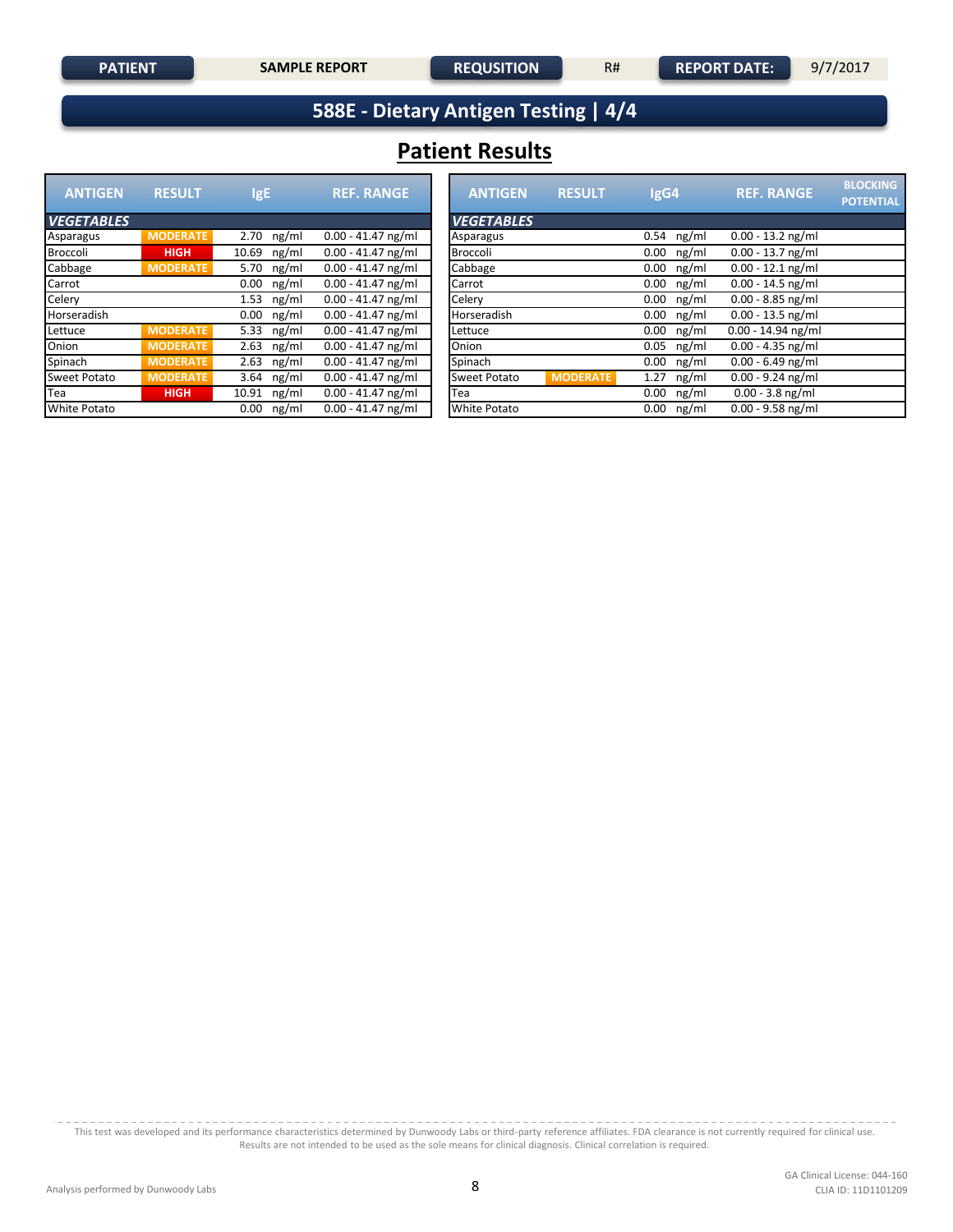| PATIENT | SAMPLE REPORT | REQUSITION | R# | REPORT DATE: | 9/7/2017 |
|---|---|---|---|---|---|

## 588E - Dietary Antigen Testing | 4/4

# Patient Results

| ANTIGEN | RESULT | IgE | REF. RANGE |
|---|---|---|---|
| ***VEGETABLES*** | | | |
| Asparagus | MODERATE | 2.70 ng/ml | 0.00 - 41.47 ng/ml |
| Broccoli | HIGH | 10.69 ng/ml | 0.00 - 41.47 ng/ml |
| Cabbage | MODERATE | 5.70 ng/ml | 0.00 - 41.47 ng/ml |
| Carrot | | 0.00 ng/ml | 0.00 - 41.47 ng/ml |
| Celery | | 1.53 ng/ml | 0.00 - 41.47 ng/ml |
| Horseradish | | 0.00 ng/ml | 0.00 - 41.47 ng/ml |
| Lettuce | MODERATE | 5.33 ng/ml | 0.00 - 41.47 ng/ml |
| Onion | MODERATE | 2.63 ng/ml | 0.00 - 41.47 ng/ml |
| Spinach | MODERATE | 2.63 ng/ml | 0.00 - 41.47 ng/ml |
| Sweet Potato | MODERATE | 3.64 ng/ml | 0.00 - 41.47 ng/ml |
| Tea | HIGH | 10.91 ng/ml | 0.00 - 41.47 ng/ml |
| White Potato | | 0.00 ng/ml | 0.00 - 41.47 ng/ml |

| ANTIGEN | RESULT | IgG4 | REF. RANGE | BLOCKING POTENTIAL |
|---|---|---|---|---|
| ***VEGETABLES*** | | | | |
| Asparagus | | 0.54 ng/ml | 0.00 - 13.2 ng/ml | |
| Broccoli | | 0.00 ng/ml | 0.00 - 13.7 ng/ml | |
| Cabbage | | 0.00 ng/ml | 0.00 - 12.1 ng/ml | |
| Carrot | | 0.00 ng/ml | 0.00 - 14.5 ng/ml | |
| Celery | | 0.00 ng/ml | 0.00 - 8.85 ng/ml | |
| Horseradish | | 0.00 ng/ml | 0.00 - 13.5 ng/ml | |
| Lettuce | | 0.00 ng/ml | 0.00 - 14.94 ng/ml | |
| Onion | | 0.05 ng/ml | 0.00 - 4.35 ng/ml | |
| Spinach | | 0.00 ng/ml | 0.00 - 6.49 ng/ml | |
| Sweet Potato | MODERATE | 1.27 ng/ml | 0.00 - 9.24 ng/ml | |
| Tea | | 0.00 ng/ml | 0.00 - 3.8 ng/ml | |
| White Potato | | 0.00 ng/ml | 0.00 - 9.58 ng/ml | |

This test was developed and its performance characteristics determined by Dunwoody Labs or third-party reference affiliates. FDA clearance is not currently required for clinical use. Results are not intended to be used as the sole means for clinical diagnosis. Clinical correlation is required.

Analysis performed by Dunwoody Labs

GA Clinical License: 044-160
CLIA ID: 11D1101209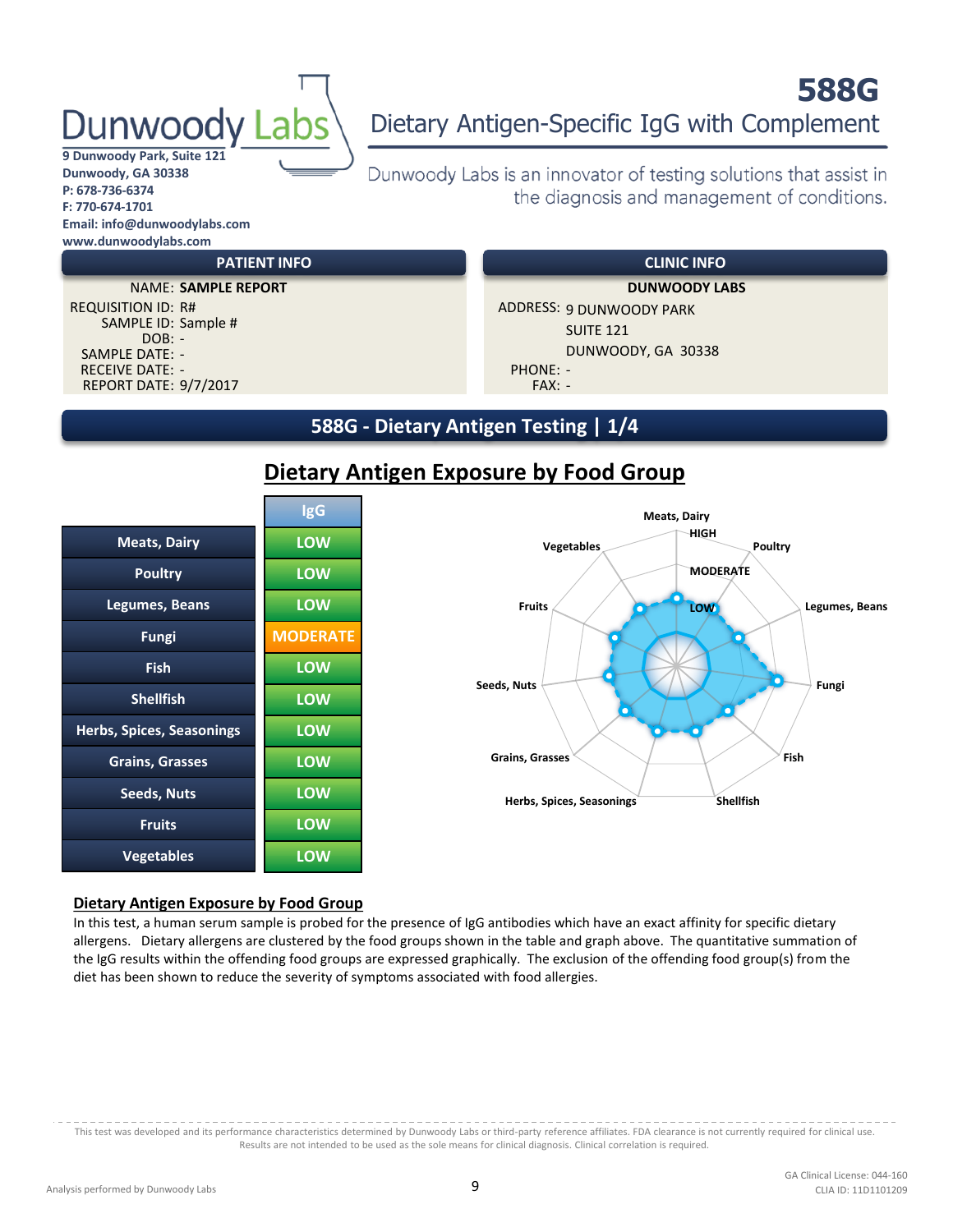# 588G

## Dietary Antigen-Specific IgG with Complement

**Dunwoody Labs**
9 Dunwoody Park, Suite 121
Dunwoody, GA 30338
P: 678-736-6374
F: 770-674-1701
Email: info@dunwoodylabs.com
www.dunwoodylabs.com

Dunwoody Labs is an innovator of testing solutions that assist in the diagnosis and management of conditions.

| PATIENT INFO | |
|---|---|
| NAME: | **SAMPLE REPORT** |
| REQUISITION ID: | R# |
| SAMPLE ID: | Sample # |
| DOB: | - |
| SAMPLE DATE: | - |
| RECEIVE DATE: | - |
| REPORT DATE: | 9/7/2017 |

| CLINIC INFO | |
|---|---|
| | **DUNWOODY LABS** |
| ADDRESS: | 9 DUNWOODY PARK<br>SUITE 121<br>DUNWOODY, GA 30338 |
| PHONE: | - |
| FAX: | - |

## 588G - Dietary Antigen Testing | 1/4

## Dietary Antigen Exposure by Food Group

| | IgG |
|---|---|
| Meats, Dairy | LOW |
| Poultry | LOW |
| Legumes, Beans | LOW |
| Fungi | MODERATE |
| Fish | LOW |
| Shellfish | LOW |
| Herbs, Spices, Seasonings | LOW |
| Grains, Grasses | LOW |
| Seeds, Nuts | LOW |
| Fruits | LOW |
| Vegetables | LOW |

### Dietary Antigen Exposure by Food Group

In this test, a human serum sample is probed for the presence of IgG antibodies which have an exact affinity for specific dietary allergens. Dietary allergens are clustered by the food groups shown in the table and graph above. The quantitative summation of the IgG results within the offending food groups are expressed graphically. The exclusion of the offending food group(s) from the diet has been shown to reduce the severity of symptoms associated with food allergies.

This test was developed and its performance characteristics determined by Dunwoody Labs or third-party reference affiliates. FDA clearance is not currently required for clinical use. Results are not intended to be used as the sole means for clinical diagnosis. Clinical correlation is required.

Analysis performed by Dunwoody Labs

GA Clinical License: 044-160
CLIA ID: 11D1101209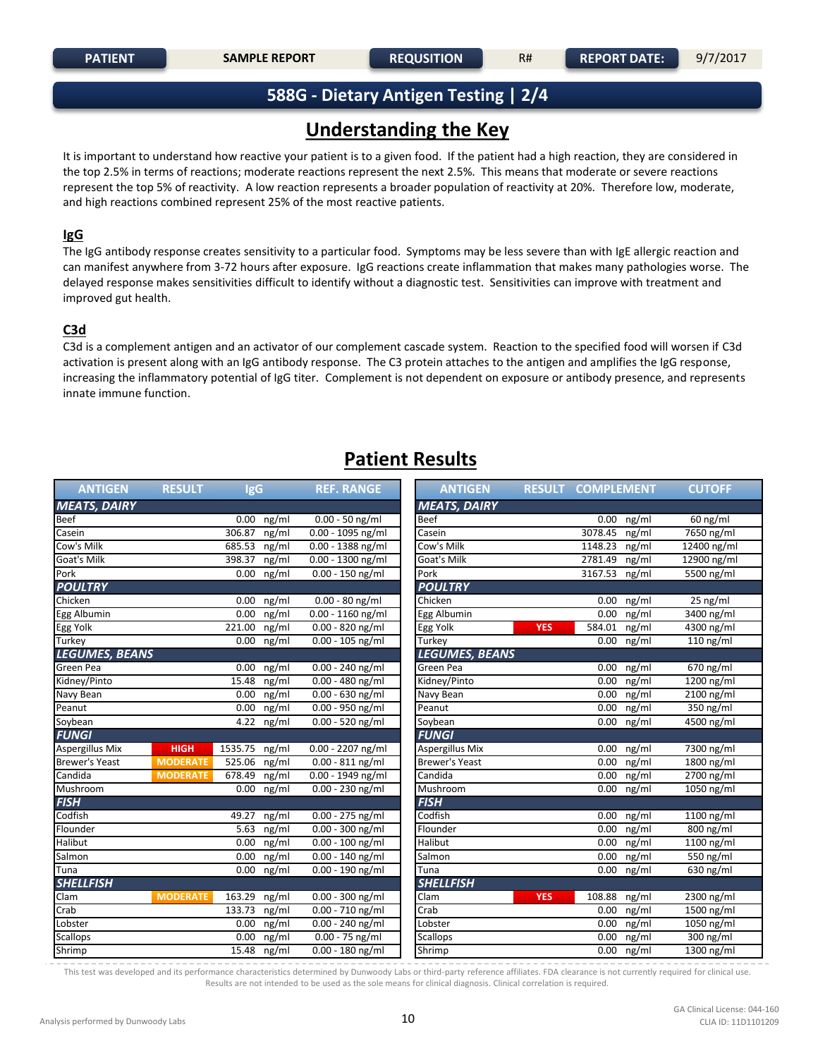| PATIENT | SAMPLE REPORT | REQUSITION | R# | REPORT DATE: | 9/7/2017 |
|---|---|---|---|---|---|

## 588G - Dietary Antigen Testing | 2/4

# Understanding the Key

It is important to understand how reactive your patient is to a given food. If the patient had a high reaction, they are considered in the top 2.5% in terms of reactions; moderate reactions represent the next 2.5%. This means that moderate or severe reactions represent the top 5% of reactivity. A low reaction represents a broader population of reactivity at 20%. Therefore low, moderate, and high reactions combined represent 25% of the most reactive patients.

### IgG

The IgG antibody response creates sensitivity to a particular food. Symptoms may be less severe than with IgE allergic reaction and can manifest anywhere from 3-72 hours after exposure. IgG reactions create inflammation that makes many pathologies worse. The delayed response makes sensitivities difficult to identify without a diagnostic test. Sensitivities can improve with treatment and improved gut health.

### C3d

C3d is a complement antigen and an activator of our complement cascade system. Reaction to the specified food will worsen if C3d activation is present along with an IgG antibody response. The C3 protein attaches to the antigen and amplifies the IgG response, increasing the inflammatory potential of IgG titer. Complement is not dependent on exposure or antibody presence, and represents innate immune function.

# Patient Results

| ANTIGEN | RESULT | IgG | REF. RANGE |
|---|---|---|---|
| ***MEATS, DAIRY*** | | | |
| Beef | | 0.00 ng/ml | 0.00 - 50 ng/ml |
| Casein | | 306.87 ng/ml | 0.00 - 1095 ng/ml |
| Cow's Milk | | 685.53 ng/ml | 0.00 - 1388 ng/ml |
| Goat's Milk | | 398.37 ng/ml | 0.00 - 1300 ng/ml |
| Pork | | 0.00 ng/ml | 0.00 - 150 ng/ml |
| ***POULTRY*** | | | |
| Chicken | | 0.00 ng/ml | 0.00 - 80 ng/ml |
| Egg Albumin | | 0.00 ng/ml | 0.00 - 1160 ng/ml |
| Egg Yolk | | 221.00 ng/ml | 0.00 - 820 ng/ml |
| Turkey | | 0.00 ng/ml | 0.00 - 105 ng/ml |
| ***LEGUMES, BEANS*** | | | |
| Green Pea | | 0.00 ng/ml | 0.00 - 240 ng/ml |
| Kidney/Pinto | | 15.48 ng/ml | 0.00 - 480 ng/ml |
| Navy Bean | | 0.00 ng/ml | 0.00 - 630 ng/ml |
| Peanut | | 0.00 ng/ml | 0.00 - 950 ng/ml |
| Soybean | | 4.22 ng/ml | 0.00 - 520 ng/ml |
| ***FUNGI*** | | | |
| Aspergillus Mix | HIGH | 1535.75 ng/ml | 0.00 - 2207 ng/ml |
| Brewer's Yeast | MODERATE | 525.06 ng/ml | 0.00 - 811 ng/ml |
| Candida | MODERATE | 678.49 ng/ml | 0.00 - 1949 ng/ml |
| Mushroom | | 0.00 ng/ml | 0.00 - 230 ng/ml |
| ***FISH*** | | | |
| Codfish | | 49.27 ng/ml | 0.00 - 275 ng/ml |
| Flounder | | 5.63 ng/ml | 0.00 - 300 ng/ml |
| Halibut | | 0.00 ng/ml | 0.00 - 100 ng/ml |
| Salmon | | 0.00 ng/ml | 0.00 - 140 ng/ml |
| Tuna | | 0.00 ng/ml | 0.00 - 190 ng/ml |
| ***SHELLFISH*** | | | |
| Clam | MODERATE | 163.29 ng/ml | 0.00 - 300 ng/ml |
| Crab | | 133.73 ng/ml | 0.00 - 710 ng/ml |
| Lobster | | 0.00 ng/ml | 0.00 - 240 ng/ml |
| Scallops | | 0.00 ng/ml | 0.00 - 75 ng/ml |
| Shrimp | | 15.48 ng/ml | 0.00 - 180 ng/ml |

| ANTIGEN | RESULT | COMPLEMENT | CUTOFF |
|---|---|---|---|
| ***MEATS, DAIRY*** | | | |
| Beef | | 0.00 ng/ml | 60 ng/ml |
| Casein | | 3078.45 ng/ml | 7650 ng/ml |
| Cow's Milk | | 1148.23 ng/ml | 12400 ng/ml |
| Goat's Milk | | 2781.49 ng/ml | 12900 ng/ml |
| Pork | | 3167.53 ng/ml | 5500 ng/ml |
| ***POULTRY*** | | | |
| Chicken | | 0.00 ng/ml | 25 ng/ml |
| Egg Albumin | | 0.00 ng/ml | 3400 ng/ml |
| Egg Yolk | YES | 584.01 ng/ml | 4300 ng/ml |
| Turkey | | 0.00 ng/ml | 110 ng/ml |
| ***LEGUMES, BEANS*** | | | |
| Green Pea | | 0.00 ng/ml | 670 ng/ml |
| Kidney/Pinto | | 0.00 ng/ml | 1200 ng/ml |
| Navy Bean | | 0.00 ng/ml | 2100 ng/ml |
| Peanut | | 0.00 ng/ml | 350 ng/ml |
| Soybean | | 0.00 ng/ml | 4500 ng/ml |
| ***FUNGI*** | | | |
| Aspergillus Mix | | 0.00 ng/ml | 7300 ng/ml |
| Brewer's Yeast | | 0.00 ng/ml | 1800 ng/ml |
| Candida | | 0.00 ng/ml | 2700 ng/ml |
| Mushroom | | 0.00 ng/ml | 1050 ng/ml |
| ***FISH*** | | | |
| Codfish | | 0.00 ng/ml | 1100 ng/ml |
| Flounder | | 0.00 ng/ml | 800 ng/ml |
| Halibut | | 0.00 ng/ml | 1100 ng/ml |
| Salmon | | 0.00 ng/ml | 550 ng/ml |
| Tuna | | 0.00 ng/ml | 630 ng/ml |
| ***SHELLFISH*** | | | |
| Clam | YES | 108.88 ng/ml | 2300 ng/ml |
| Crab | | 0.00 ng/ml | 1500 ng/ml |
| Lobster | | 0.00 ng/ml | 1050 ng/ml |
| Scallops | | 0.00 ng/ml | 300 ng/ml |
| Shrimp | | 0.00 ng/ml | 1300 ng/ml |

This test was developed and its performance characteristics determined by Dunwoody Labs or third-party reference affiliates. FDA clearance is not currently required for clinical use. Results are not intended to be used as the sole means for clinical diagnosis. Clinical correlation is required.

Analysis performed by Dunwoody Labs

GA Clinical License: 044-160
CLIA ID: 11D1101209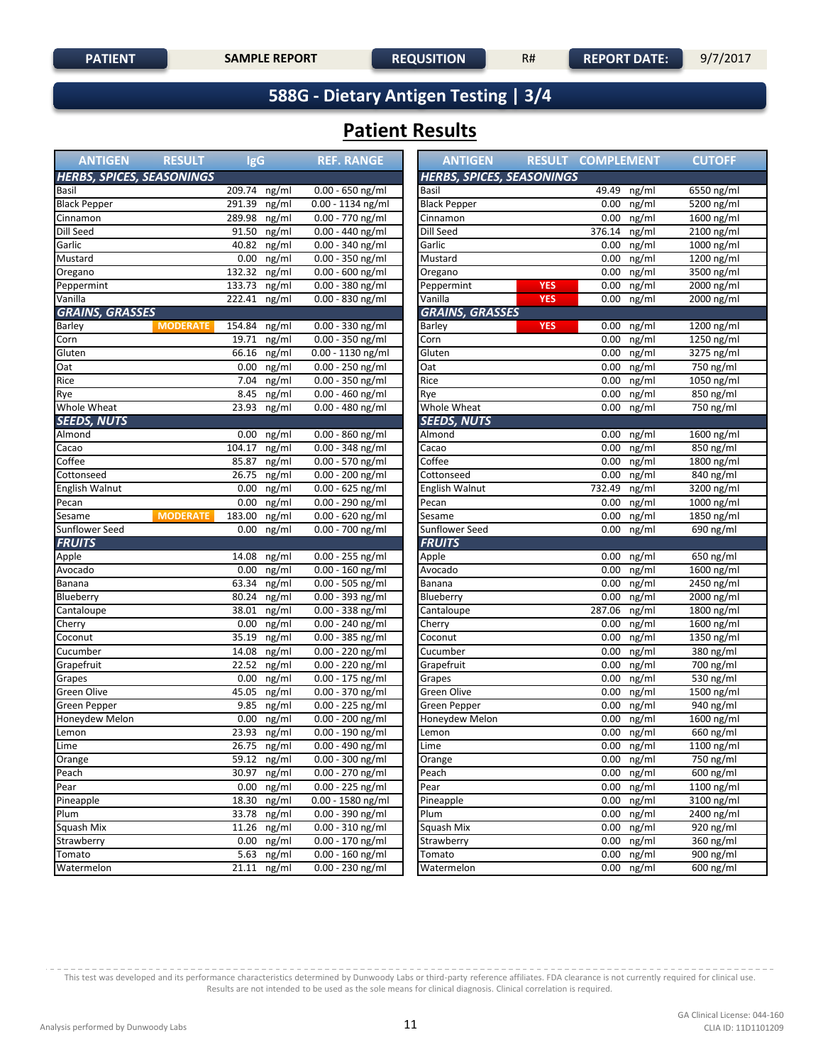| PATIENT | SAMPLE REPORT | REQUSITION | R# | REPORT DATE: | 9/7/2017 |
|---|---|---|---|---|---|

# 588G - Dietary Antigen Testing | 3/4

## Patient Results

| ANTIGEN | RESULT | IgG | REF. RANGE |
|---|---|---|---|
| **HERBS, SPICES, SEASONINGS** | | | |
| Basil | | 209.74 ng/ml | 0.00 - 650 ng/ml |
| Black Pepper | | 291.39 ng/ml | 0.00 - 1134 ng/ml |
| Cinnamon | | 289.98 ng/ml | 0.00 - 770 ng/ml |
| Dill Seed | | 91.50 ng/ml | 0.00 - 440 ng/ml |
| Garlic | | 40.82 ng/ml | 0.00 - 340 ng/ml |
| Mustard | | 0.00 ng/ml | 0.00 - 350 ng/ml |
| Oregano | | 132.32 ng/ml | 0.00 - 600 ng/ml |
| Peppermint | | 133.73 ng/ml | 0.00 - 380 ng/ml |
| Vanilla | | 222.41 ng/ml | 0.00 - 830 ng/ml |
| **GRAINS, GRASSES** | | | |
| Barley | MODERATE | 154.84 ng/ml | 0.00 - 330 ng/ml |
| Corn | | 19.71 ng/ml | 0.00 - 350 ng/ml |
| Gluten | | 66.16 ng/ml | 0.00 - 1130 ng/ml |
| Oat | | 0.00 ng/ml | 0.00 - 250 ng/ml |
| Rice | | 7.04 ng/ml | 0.00 - 350 ng/ml |
| Rye | | 8.45 ng/ml | 0.00 - 460 ng/ml |
| Whole Wheat | | 23.93 ng/ml | 0.00 - 480 ng/ml |
| **SEEDS, NUTS** | | | |
| Almond | | 0.00 ng/ml | 0.00 - 860 ng/ml |
| Cacao | | 104.17 ng/ml | 0.00 - 348 ng/ml |
| Coffee | | 85.87 ng/ml | 0.00 - 570 ng/ml |
| Cottonseed | | 26.75 ng/ml | 0.00 - 200 ng/ml |
| English Walnut | | 0.00 ng/ml | 0.00 - 625 ng/ml |
| Pecan | | 0.00 ng/ml | 0.00 - 290 ng/ml |
| Sesame | MODERATE | 183.00 ng/ml | 0.00 - 620 ng/ml |
| Sunflower Seed | | 0.00 ng/ml | 0.00 - 700 ng/ml |
| **FRUITS** | | | |
| Apple | | 14.08 ng/ml | 0.00 - 255 ng/ml |
| Avocado | | 0.00 ng/ml | 0.00 - 160 ng/ml |
| Banana | | 63.34 ng/ml | 0.00 - 505 ng/ml |
| Blueberry | | 80.24 ng/ml | 0.00 - 393 ng/ml |
| Cantaloupe | | 38.01 ng/ml | 0.00 - 338 ng/ml |
| Cherry | | 0.00 ng/ml | 0.00 - 240 ng/ml |
| Coconut | | 35.19 ng/ml | 0.00 - 385 ng/ml |
| Cucumber | | 14.08 ng/ml | 0.00 - 220 ng/ml |
| Grapefruit | | 22.52 ng/ml | 0.00 - 220 ng/ml |
| Grapes | | 0.00 ng/ml | 0.00 - 175 ng/ml |
| Green Olive | | 45.05 ng/ml | 0.00 - 370 ng/ml |
| Green Pepper | | 9.85 ng/ml | 0.00 - 225 ng/ml |
| Honeydew Melon | | 0.00 ng/ml | 0.00 - 200 ng/ml |
| Lemon | | 23.93 ng/ml | 0.00 - 190 ng/ml |
| Lime | | 26.75 ng/ml | 0.00 - 490 ng/ml |
| Orange | | 59.12 ng/ml | 0.00 - 300 ng/ml |
| Peach | | 30.97 ng/ml | 0.00 - 270 ng/ml |
| Pear | | 0.00 ng/ml | 0.00 - 225 ng/ml |
| Pineapple | | 18.30 ng/ml | 0.00 - 1580 ng/ml |
| Plum | | 33.78 ng/ml | 0.00 - 390 ng/ml |
| Squash Mix | | 11.26 ng/ml | 0.00 - 310 ng/ml |
| Strawberry | | 0.00 ng/ml | 0.00 - 170 ng/ml |
| Tomato | | 5.63 ng/ml | 0.00 - 160 ng/ml |
| Watermelon | | 21.11 ng/ml | 0.00 - 230 ng/ml |

| ANTIGEN | RESULT | COMPLEMENT | CUTOFF |
|---|---|---|---|
| **HERBS, SPICES, SEASONINGS** | | | |
| Basil | | 49.49 ng/ml | 6550 ng/ml |
| Black Pepper | | 0.00 ng/ml | 5200 ng/ml |
| Cinnamon | | 0.00 ng/ml | 1600 ng/ml |
| Dill Seed | | 376.14 ng/ml | 2100 ng/ml |
| Garlic | | 0.00 ng/ml | 1000 ng/ml |
| Mustard | | 0.00 ng/ml | 1200 ng/ml |
| Oregano | | 0.00 ng/ml | 3500 ng/ml |
| Peppermint | YES | 0.00 ng/ml | 2000 ng/ml |
| Vanilla | YES | 0.00 ng/ml | 2000 ng/ml |
| **GRAINS, GRASSES** | | | |
| Barley | YES | 0.00 ng/ml | 1200 ng/ml |
| Corn | | 0.00 ng/ml | 1250 ng/ml |
| Gluten | | 0.00 ng/ml | 3275 ng/ml |
| Oat | | 0.00 ng/ml | 750 ng/ml |
| Rice | | 0.00 ng/ml | 1050 ng/ml |
| Rye | | 0.00 ng/ml | 850 ng/ml |
| Whole Wheat | | 0.00 ng/ml | 750 ng/ml |
| **SEEDS, NUTS** | | | |
| Almond | | 0.00 ng/ml | 1600 ng/ml |
| Cacao | | 0.00 ng/ml | 850 ng/ml |
| Coffee | | 0.00 ng/ml | 1800 ng/ml |
| Cottonseed | | 0.00 ng/ml | 840 ng/ml |
| English Walnut | | 732.49 ng/ml | 3200 ng/ml |
| Pecan | | 0.00 ng/ml | 1000 ng/ml |
| Sesame | | 0.00 ng/ml | 1850 ng/ml |
| Sunflower Seed | | 0.00 ng/ml | 690 ng/ml |
| **FRUITS** | | | |
| Apple | | 0.00 ng/ml | 650 ng/ml |
| Avocado | | 0.00 ng/ml | 1600 ng/ml |
| Banana | | 0.00 ng/ml | 2450 ng/ml |
| Blueberry | | 0.00 ng/ml | 2000 ng/ml |
| Cantaloupe | | 287.06 ng/ml | 1800 ng/ml |
| Cherry | | 0.00 ng/ml | 1600 ng/ml |
| Coconut | | 0.00 ng/ml | 1350 ng/ml |
| Cucumber | | 0.00 ng/ml | 380 ng/ml |
| Grapefruit | | 0.00 ng/ml | 700 ng/ml |
| Grapes | | 0.00 ng/ml | 530 ng/ml |
| Green Olive | | 0.00 ng/ml | 1500 ng/ml |
| Green Pepper | | 0.00 ng/ml | 940 ng/ml |
| Honeydew Melon | | 0.00 ng/ml | 1600 ng/ml |
| Lemon | | 0.00 ng/ml | 660 ng/ml |
| Lime | | 0.00 ng/ml | 1100 ng/ml |
| Orange | | 0.00 ng/ml | 750 ng/ml |
| Peach | | 0.00 ng/ml | 600 ng/ml |
| Pear | | 0.00 ng/ml | 1100 ng/ml |
| Pineapple | | 0.00 ng/ml | 3100 ng/ml |
| Plum | | 0.00 ng/ml | 2400 ng/ml |
| Squash Mix | | 0.00 ng/ml | 920 ng/ml |
| Strawberry | | 0.00 ng/ml | 360 ng/ml |
| Tomato | | 0.00 ng/ml | 900 ng/ml |
| Watermelon | | 0.00 ng/ml | 600 ng/ml |

This test was developed and its performance characteristics determined by Dunwoody Labs or third-party reference affiliates. FDA clearance is not currently required for clinical use. Results are not intended to be used as the sole means for clinical diagnosis. Clinical correlation is required.

Analysis performed by Dunwoody Labs

GA Clinical License: 044-160
CLIA ID: 11D1101209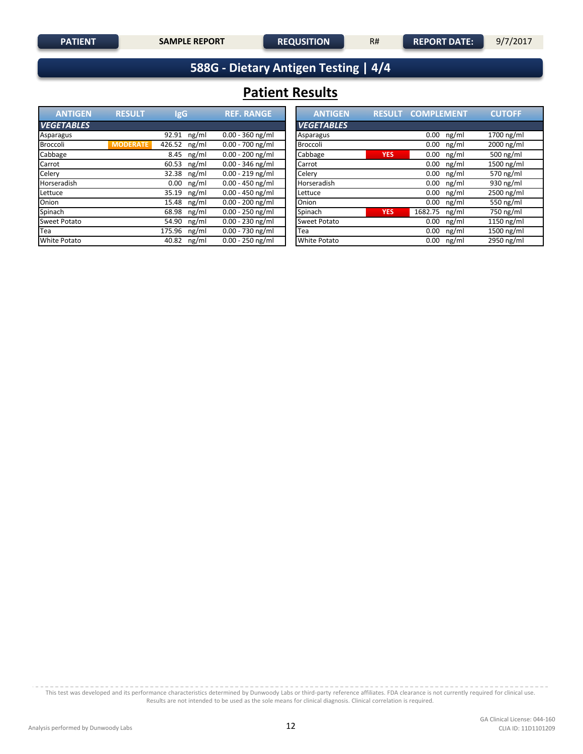| PATIENT | SAMPLE REPORT | REQUSITION | R# | REPORT DATE: | 9/7/2017 |
|---|---|---|---|---|---|

## 588G - Dietary Antigen Testing | 4/4

# Patient Results

| ANTIGEN | RESULT | IgG | | REF. RANGE |
|---|---|---|---|---|
| ***VEGETABLES*** | | | | |
| Asparagus | | 92.91 | ng/ml | 0.00 - 360 ng/ml |
| Broccoli | MODERATE | 426.52 | ng/ml | 0.00 - 700 ng/ml |
| Cabbage | | 8.45 | ng/ml | 0.00 - 200 ng/ml |
| Carrot | | 60.53 | ng/ml | 0.00 - 346 ng/ml |
| Celery | | 32.38 | ng/ml | 0.00 - 219 ng/ml |
| Horseradish | | 0.00 | ng/ml | 0.00 - 450 ng/ml |
| Lettuce | | 35.19 | ng/ml | 0.00 - 450 ng/ml |
| Onion | | 15.48 | ng/ml | 0.00 - 200 ng/ml |
| Spinach | | 68.98 | ng/ml | 0.00 - 250 ng/ml |
| Sweet Potato | | 54.90 | ng/ml | 0.00 - 230 ng/ml |
| Tea | | 175.96 | ng/ml | 0.00 - 730 ng/ml |
| White Potato | | 40.82 | ng/ml | 0.00 - 250 ng/ml |

| ANTIGEN | RESULT | COMPLEMENT | | CUTOFF |
|---|---|---|---|---|
| ***VEGETABLES*** | | | | |
| Asparagus | | 0.00 | ng/ml | 1700 ng/ml |
| Broccoli | | 0.00 | ng/ml | 2000 ng/ml |
| Cabbage | YES | 0.00 | ng/ml | 500 ng/ml |
| Carrot | | 0.00 | ng/ml | 1500 ng/ml |
| Celery | | 0.00 | ng/ml | 570 ng/ml |
| Horseradish | | 0.00 | ng/ml | 930 ng/ml |
| Lettuce | | 0.00 | ng/ml | 2500 ng/ml |
| Onion | | 0.00 | ng/ml | 550 ng/ml |
| Spinach | YES | 1682.75 | ng/ml | 750 ng/ml |
| Sweet Potato | | 0.00 | ng/ml | 1150 ng/ml |
| Tea | | 0.00 | ng/ml | 1500 ng/ml |
| White Potato | | 0.00 | ng/ml | 2950 ng/ml |

This test was developed and its performance characteristics determined by Dunwoody Labs or third-party reference affiliates. FDA clearance is not currently required for clinical use. Results are not intended to be used as the sole means for clinical diagnosis. Clinical correlation is required.

Analysis performed by Dunwoody Labs

GA Clinical License: 044-160
CLIA ID: 11D1101209